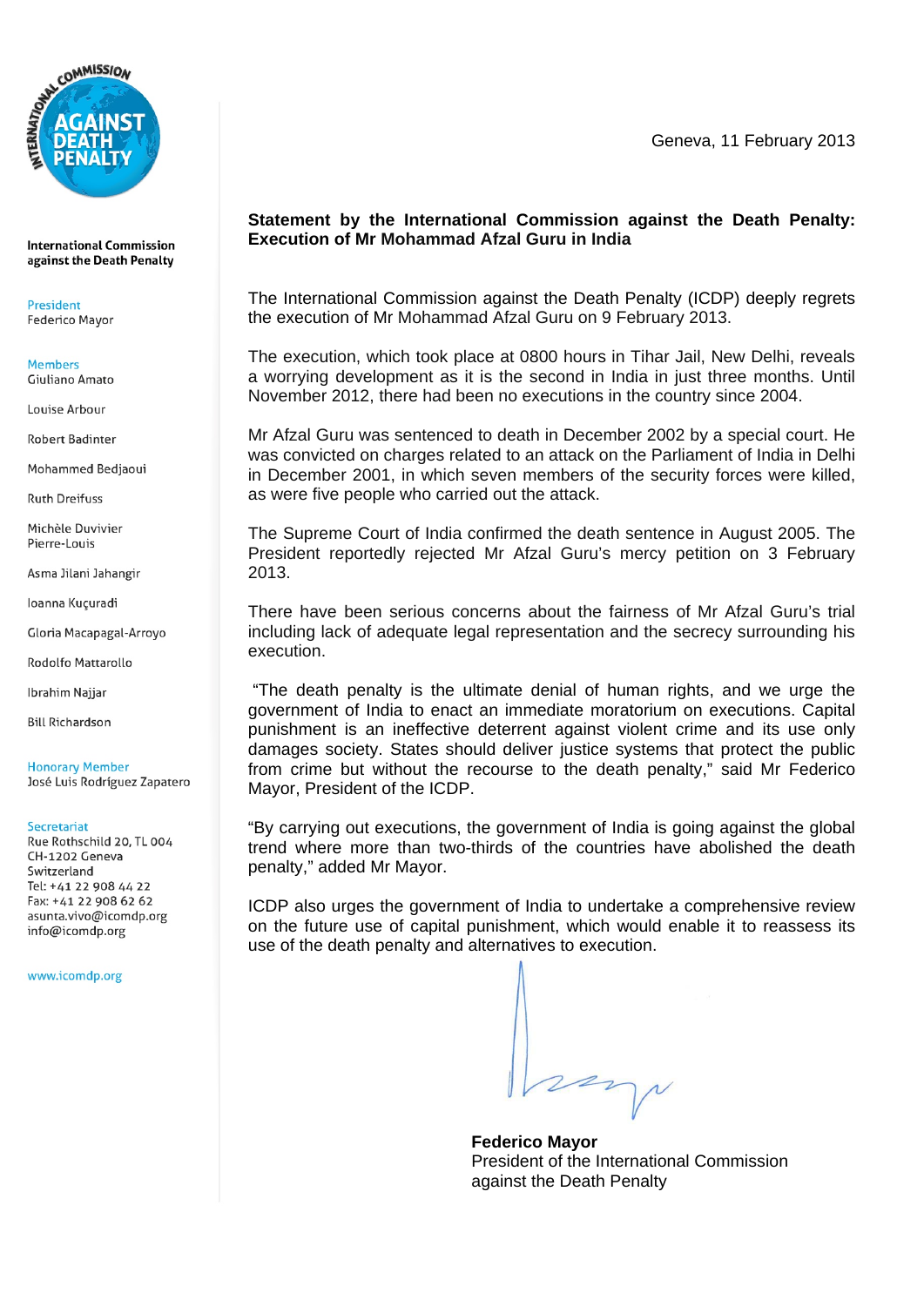International Commission against the Death Penalty

President
Federico Mayor

Members
Giuliano Amato

Louise Arbour

Robert Badinter

Mohammed Bedjaoui

Ruth Dreifuss

Michèle Duvivier Pierre-Louis

Asma Jilani Jahangir

Ioanna Kuçuradi

Gloria Macapagal-Arroyo

Rodolfo Mattarollo

Ibrahim Najjar

Bill Richardson

Honorary Member
José Luis Rodríguez Zapatero

Secretariat
Rue Rothschild 20, TL 004
CH-1202 Geneva
Switzerland
Tel: +41 22 908 44 22
Fax: +41 22 908 62 62
asunta.vivo@icomdp.org
info@icomdp.org

www.icomdp.org

Geneva, 11 February 2013

**Statement by the International Commission against the Death Penalty: Execution of Mr Mohammad Afzal Guru in India**

The International Commission against the Death Penalty (ICDP) deeply regrets the execution of Mr Mohammad Afzal Guru on 9 February 2013.

The execution, which took place at 0800 hours in Tihar Jail, New Delhi, reveals a worrying development as it is the second in India in just three months. Until November 2012, there had been no executions in the country since 2004.

Mr Afzal Guru was sentenced to death in December 2002 by a special court. He was convicted on charges related to an attack on the Parliament of India in Delhi in December 2001, in which seven members of the security forces were killed, as were five people who carried out the attack.

The Supreme Court of India confirmed the death sentence in August 2005. The President reportedly rejected Mr Afzal Guru's mercy petition on 3 February 2013.

There have been serious concerns about the fairness of Mr Afzal Guru's trial including lack of adequate legal representation and the secrecy surrounding his execution.

"The death penalty is the ultimate denial of human rights, and we urge the government of India to enact an immediate moratorium on executions. Capital punishment is an ineffective deterrent against violent crime and its use only damages society. States should deliver justice systems that protect the public from crime but without the recourse to the death penalty," said Mr Federico Mayor, President of the ICDP.

"By carrying out executions, the government of India is going against the global trend where more than two-thirds of the countries have abolished the death penalty," added Mr Mayor.

ICDP also urges the government of India to undertake a comprehensive review on the future use of capital punishment, which would enable it to reassess its use of the death penalty and alternatives to execution.

**Federico Mayor**
President of the International Commission against the Death Penalty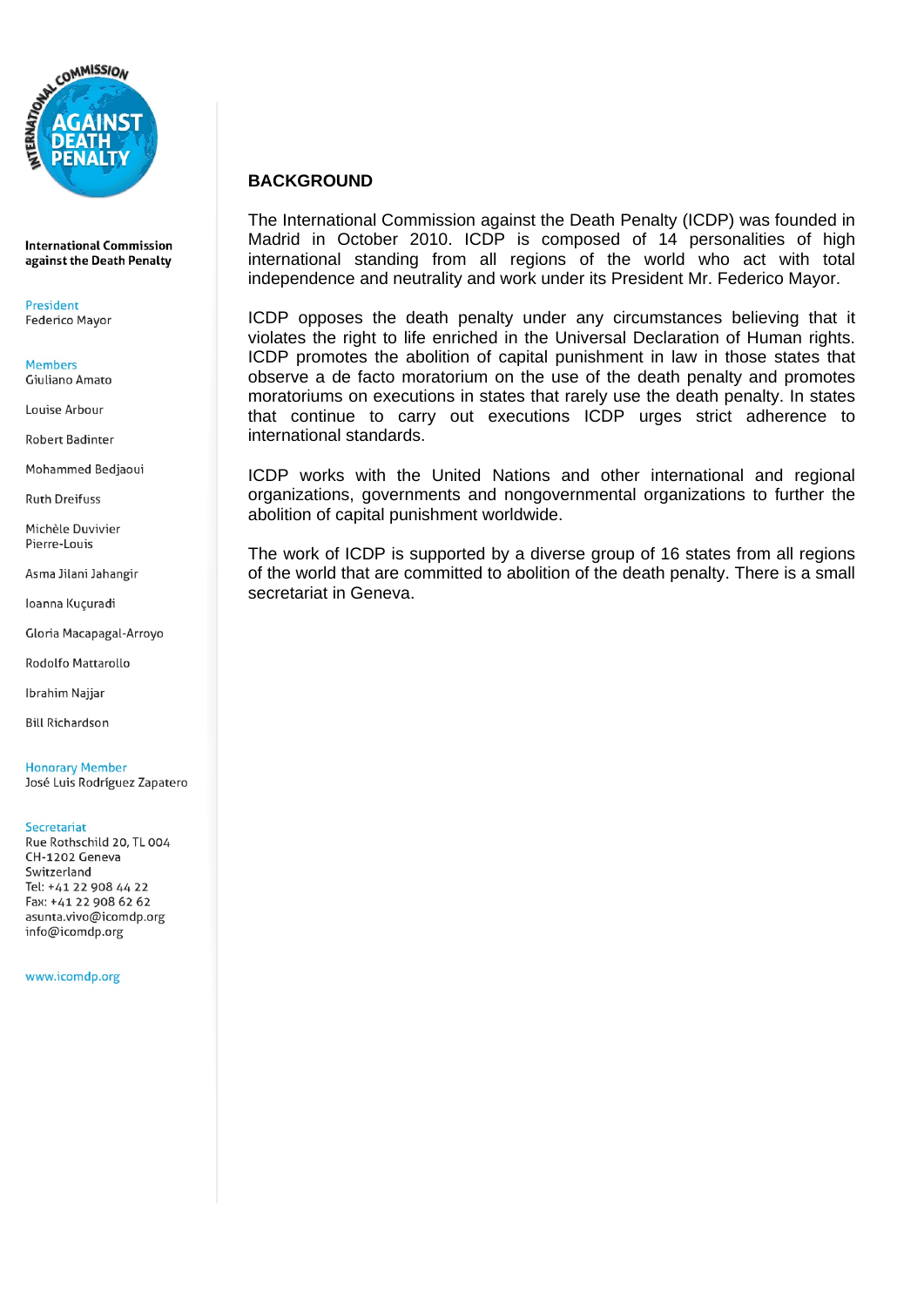International Commission against the Death Penalty

President
Federico Mayor

Members
Giuliano Amato

Louise Arbour

Robert Badinter

Mohammed Bedjaoui

Ruth Dreifuss

Michèle Duvivier Pierre-Louis

Asma Jilani Jahangir

Ioanna Kuçuradi

Gloria Macapagal-Arroyo

Rodolfo Mattarollo

Ibrahim Najjar

Bill Richardson

Honorary Member
José Luis Rodríguez Zapatero

Secretariat
Rue Rothschild 20, TL 004
CH-1202 Geneva
Switzerland
Tel: +41 22 908 44 22
Fax: +41 22 908 62 62
asunta.vivo@icomdp.org
info@icomdp.org

www.icomdp.org

## BACKGROUND

The International Commission against the Death Penalty (ICDP) was founded in Madrid in October 2010. ICDP is composed of 14 personalities of high international standing from all regions of the world who act with total independence and neutrality and work under its President Mr. Federico Mayor.

ICDP opposes the death penalty under any circumstances believing that it violates the right to life enriched in the Universal Declaration of Human rights. ICDP promotes the abolition of capital punishment in law in those states that observe a de facto moratorium on the use of the death penalty and promotes moratoriums on executions in states that rarely use the death penalty. In states that continue to carry out executions ICDP urges strict adherence to international standards.

ICDP works with the United Nations and other international and regional organizations, governments and nongovernmental organizations to further the abolition of capital punishment worldwide.

The work of ICDP is supported by a diverse group of 16 states from all regions of the world that are committed to abolition of the death penalty. There is a small secretariat in Geneva.